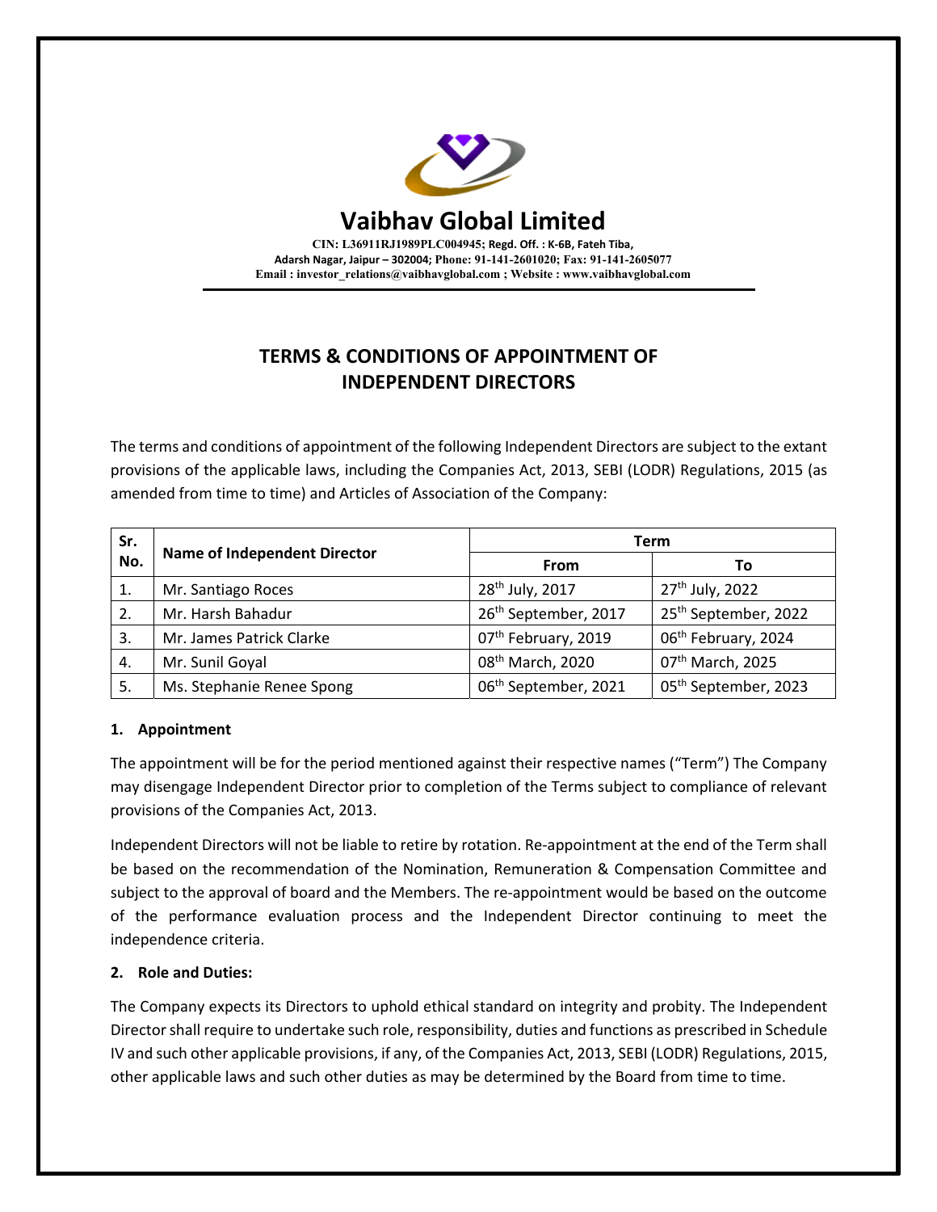# Vaibhav Global Limited

**CIN: L36911RJ1989PLC004945; Regd. Off. : K-6B, Fateh Tiba, Adarsh Nagar, Jaipur – 302004; Phone: 91-141-2601020; Fax: 91-141-2605077**
**Email : investor_relations@vaibhavglobal.com ; Website : www.vaibhavglobal.com**

## TERMS & CONDITIONS OF APPOINTMENT OF INDEPENDENT DIRECTORS

The terms and conditions of appointment of the following Independent Directors are subject to the extant provisions of the applicable laws, including the Companies Act, 2013, SEBI (LODR) Regulations, 2015 (as amended from time to time) and Articles of Association of the Company:

| Sr. No. | Name of Independent Director | Term | |
|---|---|---|---|
| | | From | To |
| 1. | Mr. Santiago Roces | 28th July, 2017 | 27th July, 2022 |
| 2. | Mr. Harsh Bahadur | 26th September, 2017 | 25th September, 2022 |
| 3. | Mr. James Patrick Clarke | 07th February, 2019 | 06th February, 2024 |
| 4. | Mr. Sunil Goyal | 08th March, 2020 | 07th March, 2025 |
| 5. | Ms. Stephanie Renee Spong | 06th September, 2021 | 05th September, 2023 |

### 1. Appointment

The appointment will be for the period mentioned against their respective names ("Term") The Company may disengage Independent Director prior to completion of the Terms subject to compliance of relevant provisions of the Companies Act, 2013.

Independent Directors will not be liable to retire by rotation. Re-appointment at the end of the Term shall be based on the recommendation of the Nomination, Remuneration & Compensation Committee and subject to the approval of board and the Members. The re-appointment would be based on the outcome of the performance evaluation process and the Independent Director continuing to meet the independence criteria.

### 2. Role and Duties:

The Company expects its Directors to uphold ethical standard on integrity and probity. The Independent Director shall require to undertake such role, responsibility, duties and functions as prescribed in Schedule IV and such other applicable provisions, if any, of the Companies Act, 2013, SEBI (LODR) Regulations, 2015, other applicable laws and such other duties as may be determined by the Board from time to time.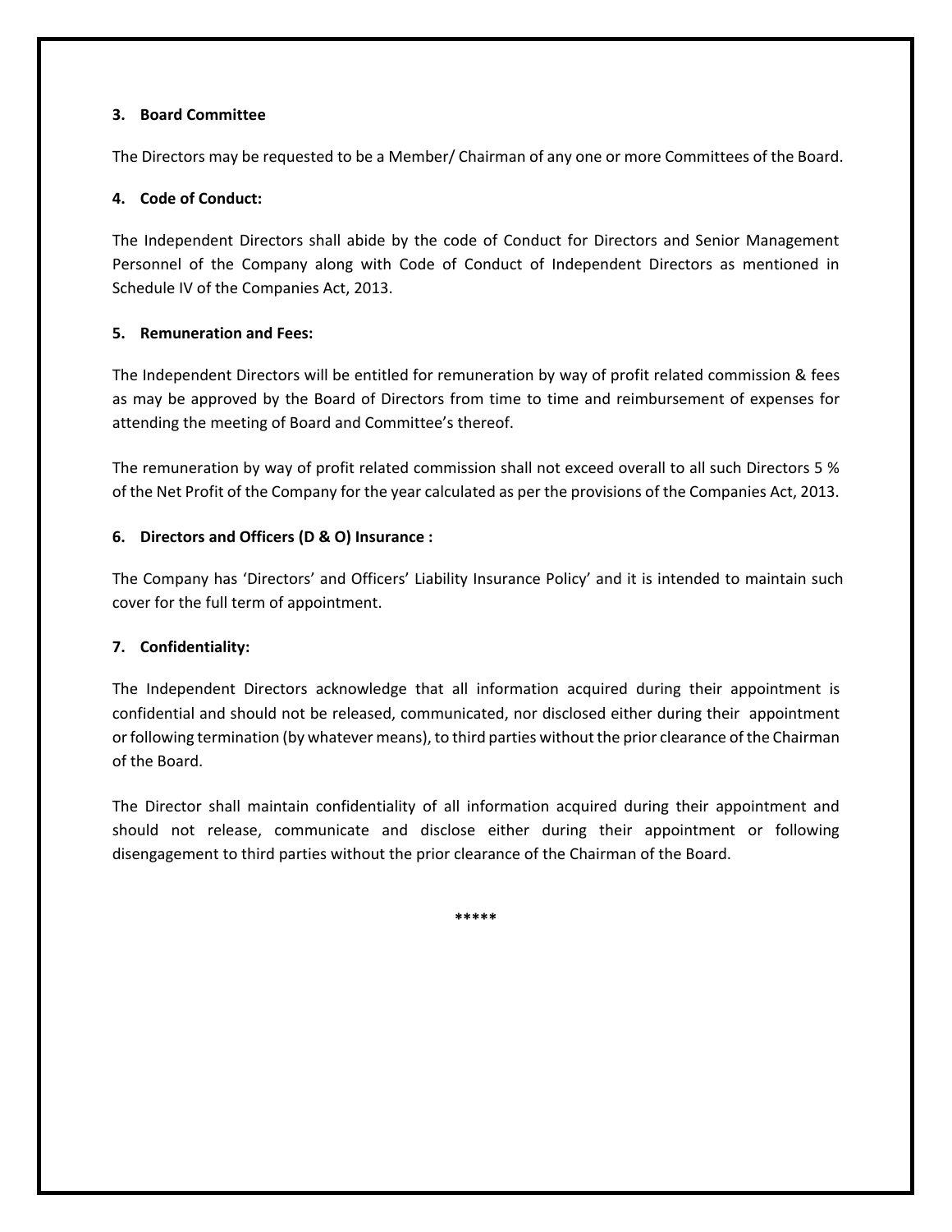**3. Board Committee**

The Directors may be requested to be a Member/ Chairman of any one or more Committees of the Board.

**4. Code of Conduct:**

The Independent Directors shall abide by the code of Conduct for Directors and Senior Management Personnel of the Company along with Code of Conduct of Independent Directors as mentioned in Schedule IV of the Companies Act, 2013.

**5. Remuneration and Fees:**

The Independent Directors will be entitled for remuneration by way of profit related commission & fees as may be approved by the Board of Directors from time to time and reimbursement of expenses for attending the meeting of Board and Committee's thereof.

The remuneration by way of profit related commission shall not exceed overall to all such Directors 5 % of the Net Profit of the Company for the year calculated as per the provisions of the Companies Act, 2013.

**6. Directors and Officers (D & O) Insurance :**

The Company has 'Directors' and Officers' Liability Insurance Policy' and it is intended to maintain such cover for the full term of appointment.

**7. Confidentiality:**

The Independent Directors acknowledge that all information acquired during their appointment is confidential and should not be released, communicated, nor disclosed either during their appointment or following termination (by whatever means), to third parties without the prior clearance of the Chairman of the Board.

The Director shall maintain confidentiality of all information acquired during their appointment and should not release, communicate and disclose either during their appointment or following disengagement to third parties without the prior clearance of the Chairman of the Board.

*****